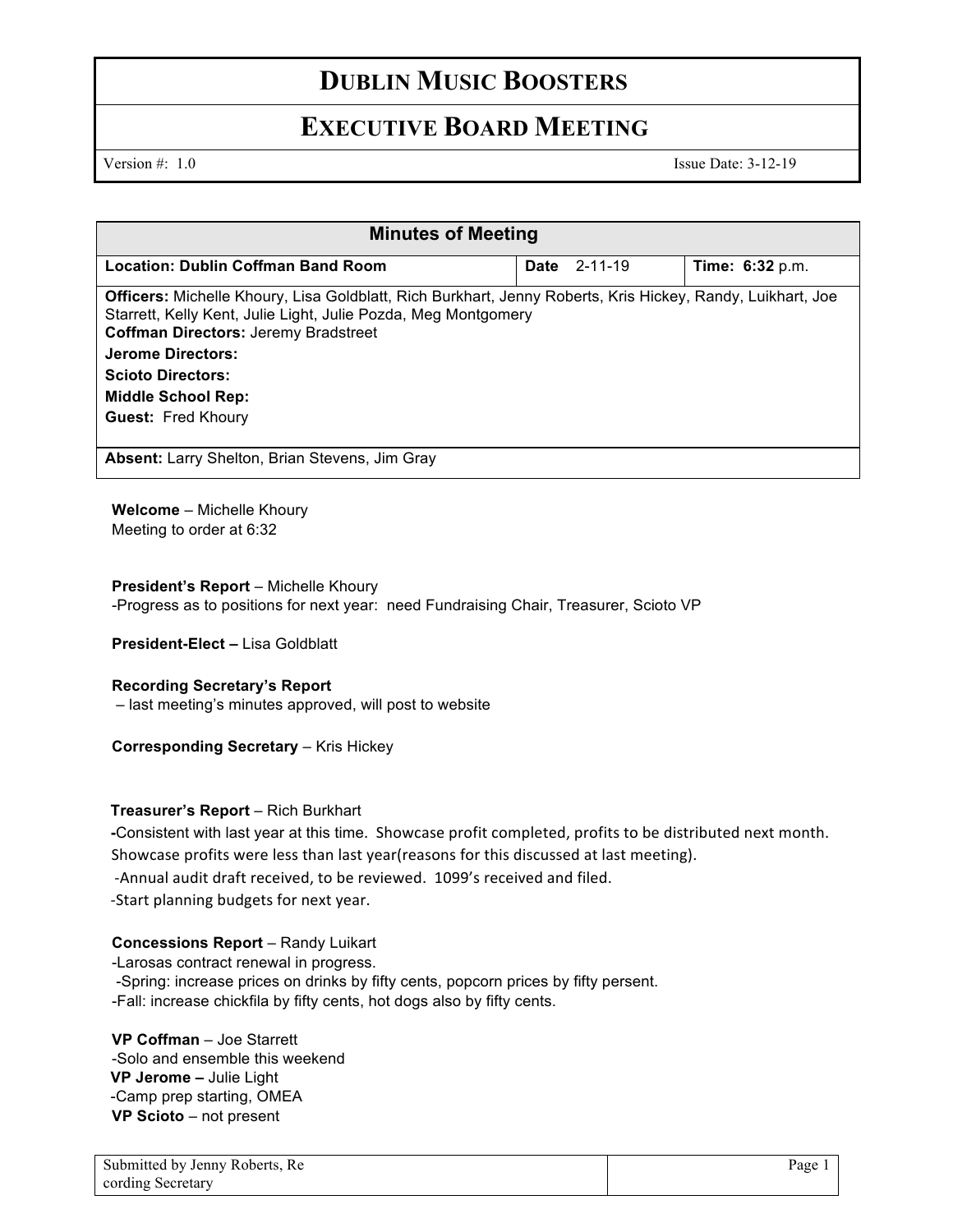# DUBLIN MUSIC BOOSTERS

## EXECUTIVE BOARD MEETING

Version #: 1.0 Issue Date: 3-12-19

| Minutes of Meeting | | |
|---|---|---|
| **Location: Dublin Coffman Band Room** | **Date** 2-11-19 | **Time: 6:32** p.m. |
| **Officers:** Michelle Khoury, Lisa Goldblatt, Rich Burkhart, Jenny Roberts, Kris Hickey, Randy, Luikhart, Joe Starrett, Kelly Kent, Julie Light, Julie Pozda, Meg Montgomery<br>**Coffman Directors:** Jeremy Bradstreet<br>**Jerome Directors:**<br>**Scioto Directors:**<br>**Middle School Rep:**<br>**Guest:** Fred Khoury | | |
| **Absent:** Larry Shelton, Brian Stevens, Jim Gray | | |

**Welcome** – Michelle Khoury
Meeting to order at 6:32

**President's Report** – Michelle Khoury
-Progress as to positions for next year: need Fundraising Chair, Treasurer, Scioto VP

**President-Elect –** Lisa Goldblatt

**Recording Secretary's Report**
– last meeting's minutes approved, will post to website

**Corresponding Secretary** – Kris Hickey

**Treasurer's Report** – Rich Burkhart
-Consistent with last year at this time. Showcase profit completed, profits to be distributed next month. Showcase profits were less than last year(reasons for this discussed at last meeting).
-Annual audit draft received, to be reviewed. 1099's received and filed.
-Start planning budgets for next year.

**Concessions Report** – Randy Luikart
-Larosas contract renewal in progress.
-Spring: increase prices on drinks by fifty cents, popcorn prices by fifty persent.
-Fall: increase chickfila by fifty cents, hot dogs also by fifty cents.

**VP Coffman** – Joe Starrett
-Solo and ensemble this weekend
**VP Jerome –** Julie Light
-Camp prep starting, OMEA
**VP Scioto** – not present

Submitted by Jenny Roberts, Recording Secretary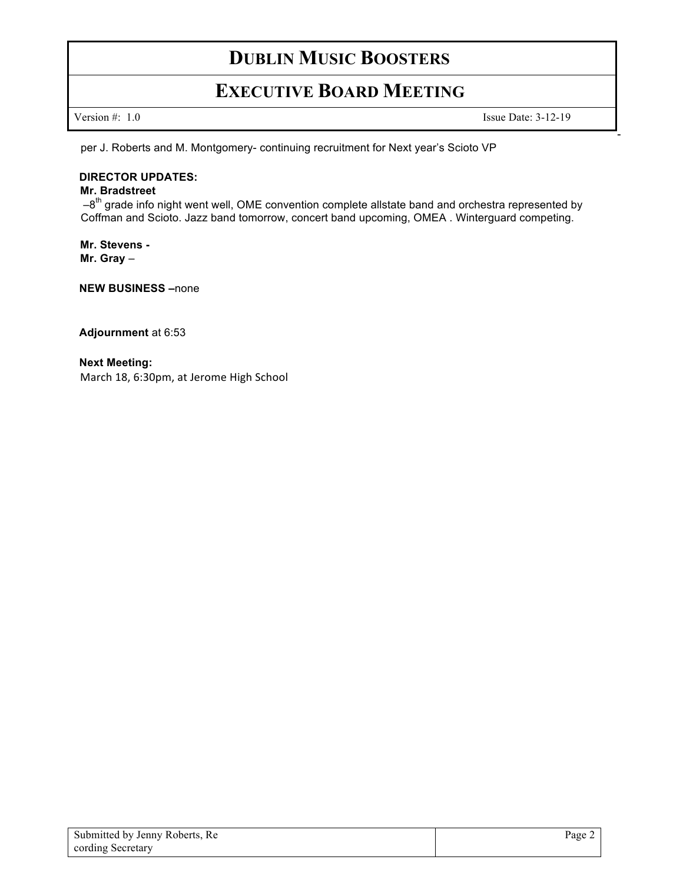per J. Roberts and M. Montgomery- continuing recruitment for Next year's Scioto VP

**DIRECTOR UPDATES:**

**Mr. Bradstreet**

–8th grade info night went well, OME convention complete allstate band and orchestra represented by Coffman and Scioto. Jazz band tomorrow, concert band upcoming, OMEA . Winterguard competing.

**Mr. Stevens -**

**Mr. Gray** –

**NEW BUSINESS –**none

**Adjournment** at 6:53

**Next Meeting:**

March 18, 6:30pm, at Jerome High School